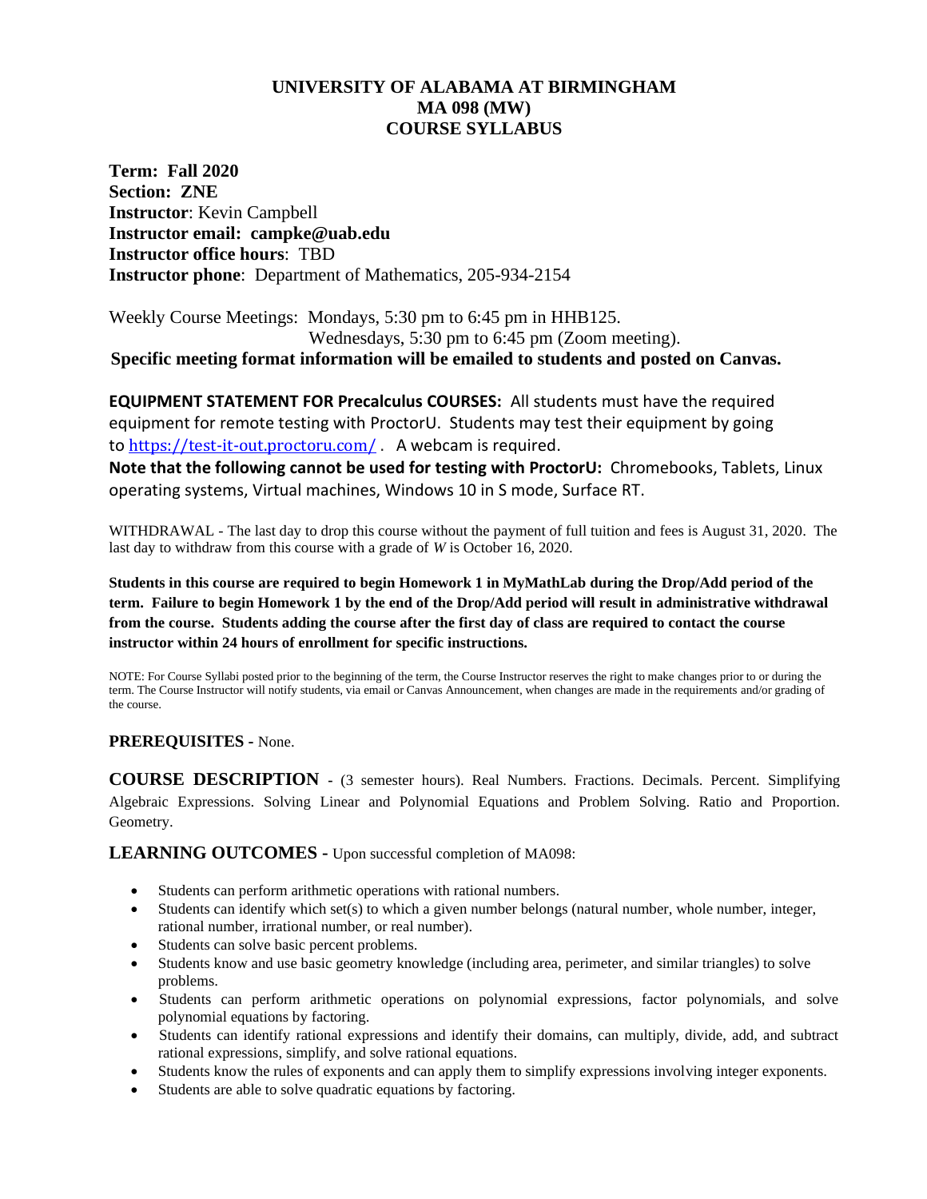# UNIVERSITY OF ALABAMA AT BIRMINGHAM
## MA 098 (MW)
## COURSE SYLLABUS

**Term: Fall 2020**
**Section: ZNE**
**Instructor**: Kevin Campbell
**Instructor email: campke@uab.edu**
**Instructor office hours**: TBD
**Instructor phone**: Department of Mathematics, 205-934-2154

Weekly Course Meetings: Mondays, 5:30 pm to 6:45 pm in HHB125.
Wednesdays, 5:30 pm to 6:45 pm (Zoom meeting).

**Specific meeting format information will be emailed to students and posted on Canvas.**

**EQUIPMENT STATEMENT FOR Precalculus COURSES:** All students must have the required equipment for remote testing with ProctorU. Students may test their equipment by going to https://test-it-out.proctoru.com/ . A webcam is required.

**Note that the following cannot be used for testing with ProctorU:** Chromebooks, Tablets, Linux operating systems, Virtual machines, Windows 10 in S mode, Surface RT.

WITHDRAWAL - The last day to drop this course without the payment of full tuition and fees is August 31, 2020. The last day to withdraw from this course with a grade of *W* is October 16, 2020.

**Students in this course are required to begin Homework 1 in MyMathLab during the Drop/Add period of the term. Failure to begin Homework 1 by the end of the Drop/Add period will result in administrative withdrawal from the course. Students adding the course after the first day of class are required to contact the course instructor within 24 hours of enrollment for specific instructions.**

NOTE: For Course Syllabi posted prior to the beginning of the term, the Course Instructor reserves the right to make changes prior to or during the term. The Course Instructor will notify students, via email or Canvas Announcement, when changes are made in the requirements and/or grading of the course.

**PREREQUISITES -** None.

**COURSE DESCRIPTION** - (3 semester hours). Real Numbers. Fractions. Decimals. Percent. Simplifying Algebraic Expressions. Solving Linear and Polynomial Equations and Problem Solving. Ratio and Proportion. Geometry.

**LEARNING OUTCOMES -** Upon successful completion of MA098:

- Students can perform arithmetic operations with rational numbers.
- Students can identify which set(s) to which a given number belongs (natural number, whole number, integer, rational number, irrational number, or real number).
- Students can solve basic percent problems.
- Students know and use basic geometry knowledge (including area, perimeter, and similar triangles) to solve problems.
- Students can perform arithmetic operations on polynomial expressions, factor polynomials, and solve polynomial equations by factoring.
- Students can identify rational expressions and identify their domains, can multiply, divide, add, and subtract rational expressions, simplify, and solve rational equations.
- Students know the rules of exponents and can apply them to simplify expressions involving integer exponents.
- Students are able to solve quadratic equations by factoring.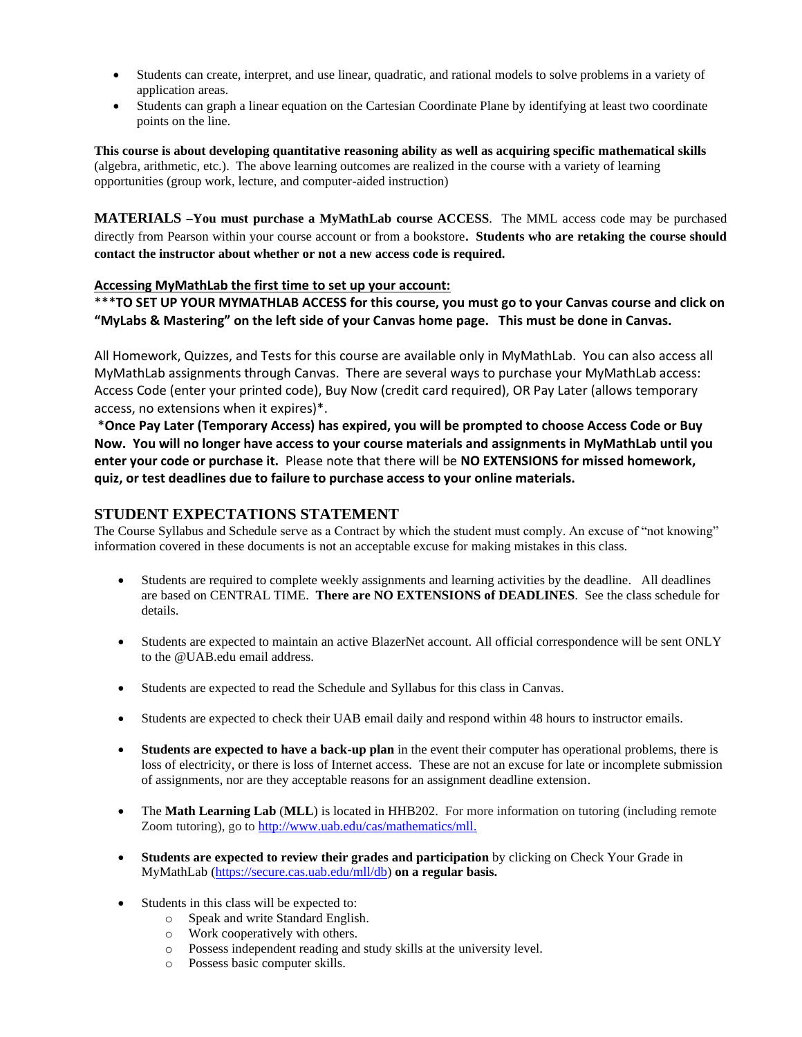- Students can create, interpret, and use linear, quadratic, and rational models to solve problems in a variety of application areas.
- Students can graph a linear equation on the Cartesian Coordinate Plane by identifying at least two coordinate points on the line.

**This course is about developing quantitative reasoning ability as well as acquiring specific mathematical skills** (algebra, arithmetic, etc.). The above learning outcomes are realized in the course with a variety of learning opportunities (group work, lecture, and computer-aided instruction)

**MATERIALS –You must purchase a MyMathLab course ACCESS**. The MML access code may be purchased directly from Pearson within your course account or from a bookstore**. Students who are retaking the course should contact the instructor about whether or not a new access code is required.**

**Accessing MyMathLab the first time to set up your account:**

***TO SET UP YOUR MYMATHLAB ACCESS for this course, you must go to your Canvas course and click on "MyLabs & Mastering" on the left side of your Canvas home page. This must be done in Canvas.**

All Homework, Quizzes, and Tests for this course are available only in MyMathLab. You can also access all MyMathLab assignments through Canvas. There are several ways to purchase your MyMathLab access: Access Code (enter your printed code), Buy Now (credit card required), OR Pay Later (allows temporary access, no extensions when it expires)*.

***Once Pay Later (Temporary Access) has expired, you will be prompted to choose Access Code or Buy Now. You will no longer have access to your course materials and assignments in MyMathLab until you enter your code or purchase it.** Please note that there will be **NO EXTENSIONS for missed homework, quiz, or test deadlines due to failure to purchase access to your online materials.**

## STUDENT EXPECTATIONS STATEMENT

The Course Syllabus and Schedule serve as a Contract by which the student must comply. An excuse of "not knowing" information covered in these documents is not an acceptable excuse for making mistakes in this class.

- Students are required to complete weekly assignments and learning activities by the deadline. All deadlines are based on CENTRAL TIME. **There are NO EXTENSIONS of DEADLINES**. See the class schedule for details.
- Students are expected to maintain an active BlazerNet account. All official correspondence will be sent ONLY to the @UAB.edu email address.
- Students are expected to read the Schedule and Syllabus for this class in Canvas.
- Students are expected to check their UAB email daily and respond within 48 hours to instructor emails.
- **Students are expected to have a back-up plan** in the event their computer has operational problems, there is loss of electricity, or there is loss of Internet access. These are not an excuse for late or incomplete submission of assignments, nor are they acceptable reasons for an assignment deadline extension.
- The **Math Learning Lab** (**MLL**) is located in HHB202. For more information on tutoring (including remote Zoom tutoring), go to http://www.uab.edu/cas/mathematics/mll.
- **Students are expected to review their grades and participation** by clicking on Check Your Grade in MyMathLab (https://secure.cas.uab.edu/mll/db) **on a regular basis.**
- Students in this class will be expected to:
  - Speak and write Standard English.
  - Work cooperatively with others.
  - Possess independent reading and study skills at the university level.
  - Possess basic computer skills.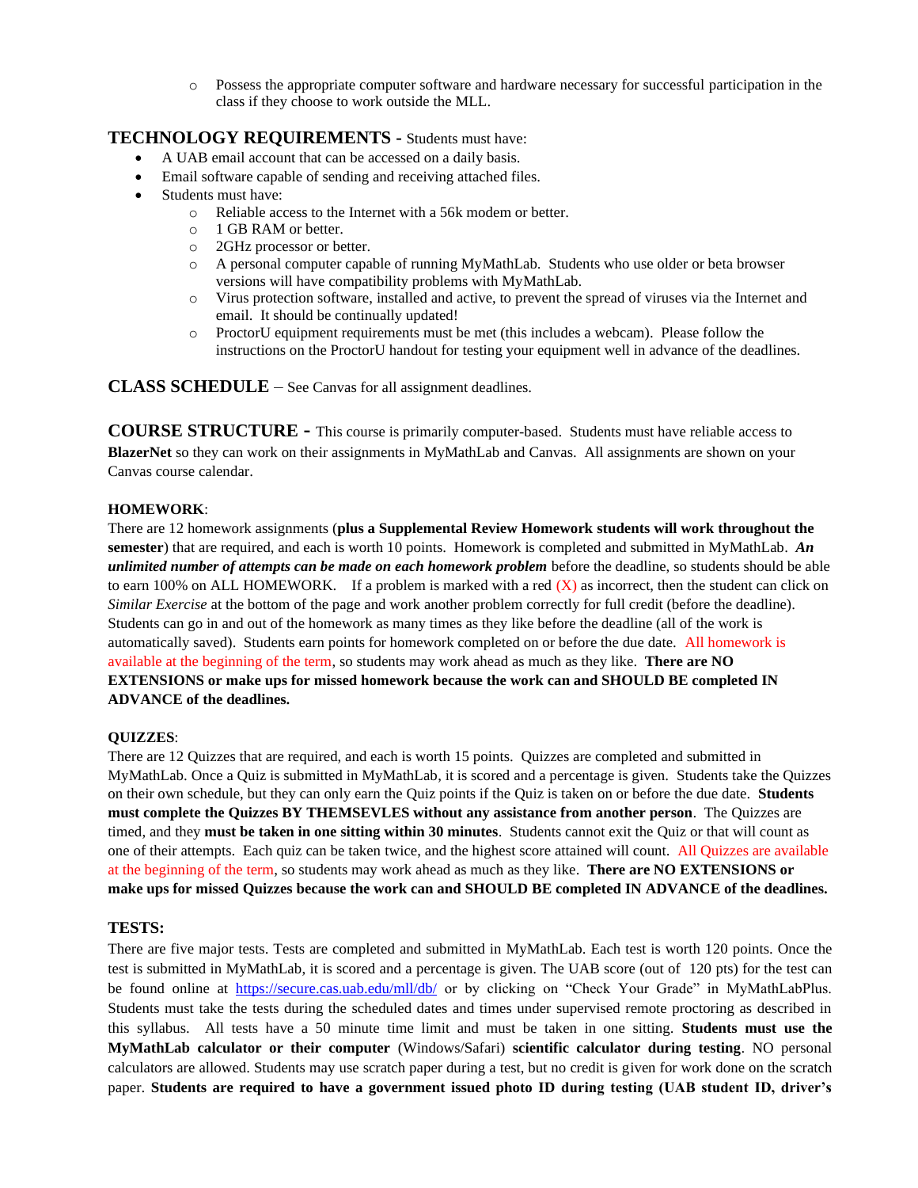- Possess the appropriate computer software and hardware necessary for successful participation in the class if they choose to work outside the MLL.

## TECHNOLOGY REQUIREMENTS - Students must have:

- A UAB email account that can be accessed on a daily basis.
- Email software capable of sending and receiving attached files.
- Students must have:
  - Reliable access to the Internet with a 56k modem or better.
  - 1 GB RAM or better.
  - 2GHz processor or better.
  - A personal computer capable of running MyMathLab. Students who use older or beta browser versions will have compatibility problems with MyMathLab.
  - Virus protection software, installed and active, to prevent the spread of viruses via the Internet and email. It should be continually updated!
  - ProctorU equipment requirements must be met (this includes a webcam). Please follow the instructions on the ProctorU handout for testing your equipment well in advance of the deadlines.

## CLASS SCHEDULE – See Canvas for all assignment deadlines.

## COURSE STRUCTURE - This course is primarily computer-based. Students must have reliable access to **BlazerNet** so they can work on their assignments in MyMathLab and Canvas. All assignments are shown on your Canvas course calendar.

**HOMEWORK**:

There are 12 homework assignments (**plus a Supplemental Review Homework students will work throughout the semester**) that are required, and each is worth 10 points. Homework is completed and submitted in MyMathLab. ***An unlimited number of attempts can be made on each homework problem*** before the deadline, so students should be able to earn 100% on ALL HOMEWORK. If a problem is marked with a red (X) as incorrect, then the student can click on *Similar Exercise* at the bottom of the page and work another problem correctly for full credit (before the deadline). Students can go in and out of the homework as many times as they like before the deadline (all of the work is automatically saved). Students earn points for homework completed on or before the due date. All homework is available at the beginning of the term, so students may work ahead as much as they like. **There are NO EXTENSIONS or make ups for missed homework because the work can and SHOULD BE completed IN ADVANCE of the deadlines.**

**QUIZZES**:

There are 12 Quizzes that are required, and each is worth 15 points. Quizzes are completed and submitted in MyMathLab. Once a Quiz is submitted in MyMathLab, it is scored and a percentage is given. Students take the Quizzes on their own schedule, but they can only earn the Quiz points if the Quiz is taken on or before the due date. **Students must complete the Quizzes BY THEMSEVLES without any assistance from another person**. The Quizzes are timed, and they **must be taken in one sitting within 30 minutes**. Students cannot exit the Quiz or that will count as one of their attempts. Each quiz can be taken twice, and the highest score attained will count. All Quizzes are available at the beginning of the term, so students may work ahead as much as they like. **There are NO EXTENSIONS or make ups for missed Quizzes because the work can and SHOULD BE completed IN ADVANCE of the deadlines.**

**TESTS:**

There are five major tests. Tests are completed and submitted in MyMathLab. Each test is worth 120 points. Once the test is submitted in MyMathLab, it is scored and a percentage is given. The UAB score (out of 120 pts) for the test can be found online at https://secure.cas.uab.edu/mll/db/ or by clicking on "Check Your Grade" in MyMathLabPlus. Students must take the tests during the scheduled dates and times under supervised remote proctoring as described in this syllabus. All tests have a 50 minute time limit and must be taken in one sitting. **Students must use the MyMathLab calculator or their computer** (Windows/Safari) **scientific calculator during testing**. NO personal calculators are allowed. Students may use scratch paper during a test, but no credit is given for work done on the scratch paper. **Students are required to have a government issued photo ID during testing (UAB student ID, driver's**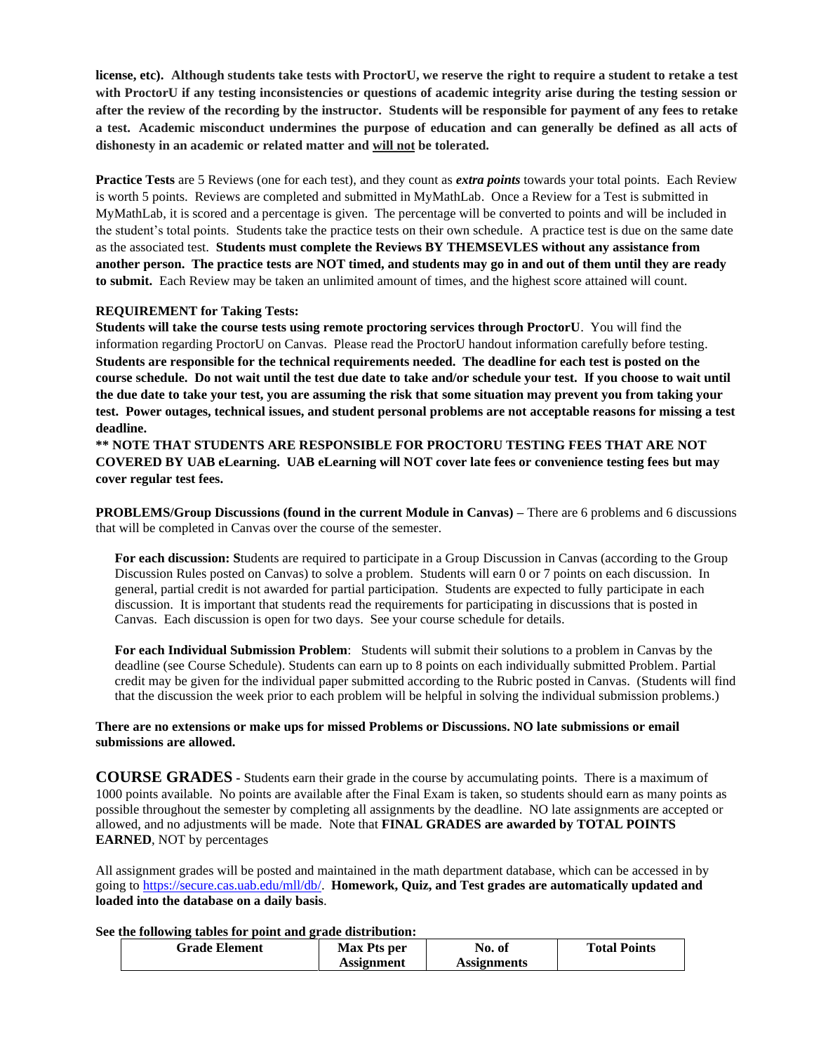**license, etc). Although students take tests with ProctorU, we reserve the right to require a student to retake a test with ProctorU if any testing inconsistencies or questions of academic integrity arise during the testing session or after the review of the recording by the instructor. Students will be responsible for payment of any fees to retake a test. Academic misconduct undermines the purpose of education and can generally be defined as all acts of dishonesty in an academic or related matter and <u>will not</u> be tolerated.**

**Practice Tests** are 5 Reviews (one for each test), and they count as ***extra points*** towards your total points. Each Review is worth 5 points. Reviews are completed and submitted in MyMathLab. Once a Review for a Test is submitted in MyMathLab, it is scored and a percentage is given. The percentage will be converted to points and will be included in the student's total points. Students take the practice tests on their own schedule. A practice test is due on the same date as the associated test. **Students must complete the Reviews BY THEMSEVLES without any assistance from another person. The practice tests are NOT timed, and students may go in and out of them until they are ready to submit.** Each Review may be taken an unlimited amount of times, and the highest score attained will count.

**REQUIREMENT for Taking Tests:**

**Students will take the course tests using remote proctoring services through ProctorU**. You will find the information regarding ProctorU on Canvas. Please read the ProctorU handout information carefully before testing. **Students are responsible for the technical requirements needed. The deadline for each test is posted on the course schedule. Do not wait until the test due date to take and/or schedule your test. If you choose to wait until the due date to take your test, you are assuming the risk that some situation may prevent you from taking your test. Power outages, technical issues, and student personal problems are not acceptable reasons for missing a test deadline.**

**\*\* NOTE THAT STUDENTS ARE RESPONSIBLE FOR PROCTORU TESTING FEES THAT ARE NOT COVERED BY UAB eLearning. UAB eLearning will NOT cover late fees or convenience testing fees but may cover regular test fees.**

**PROBLEMS/Group Discussions (found in the current Module in Canvas) –** There are 6 problems and 6 discussions that will be completed in Canvas over the course of the semester.

> **For each discussion: S**tudents are required to participate in a Group Discussion in Canvas (according to the Group Discussion Rules posted on Canvas) to solve a problem. Students will earn 0 or 7 points on each discussion. In general, partial credit is not awarded for partial participation. Students are expected to fully participate in each discussion. It is important that students read the requirements for participating in discussions that is posted in Canvas. Each discussion is open for two days. See your course schedule for details.
>
> **For each Individual Submission Problem**: Students will submit their solutions to a problem in Canvas by the deadline (see Course Schedule). Students can earn up to 8 points on each individually submitted Problem. Partial credit may be given for the individual paper submitted according to the Rubric posted in Canvas. (Students will find that the discussion the week prior to each problem will be helpful in solving the individual submission problems.)

**There are no extensions or make ups for missed Problems or Discussions. NO late submissions or email submissions are allowed.**

**COURSE GRADES** - Students earn their grade in the course by accumulating points. There is a maximum of 1000 points available. No points are available after the Final Exam is taken, so students should earn as many points as possible throughout the semester by completing all assignments by the deadline. NO late assignments are accepted or allowed, and no adjustments will be made. Note that **FINAL GRADES are awarded by TOTAL POINTS EARNED**, NOT by percentages

All assignment grades will be posted and maintained in the math department database, which can be accessed in by going to https://secure.cas.uab.edu/mll/db/. **Homework, Quiz, and Test grades are automatically updated and loaded into the database on a daily basis**.

**See the following tables for point and grade distribution:**

| Grade Element | Max Pts per Assignment | No. of Assignments | Total Points |
|---|---|---|---|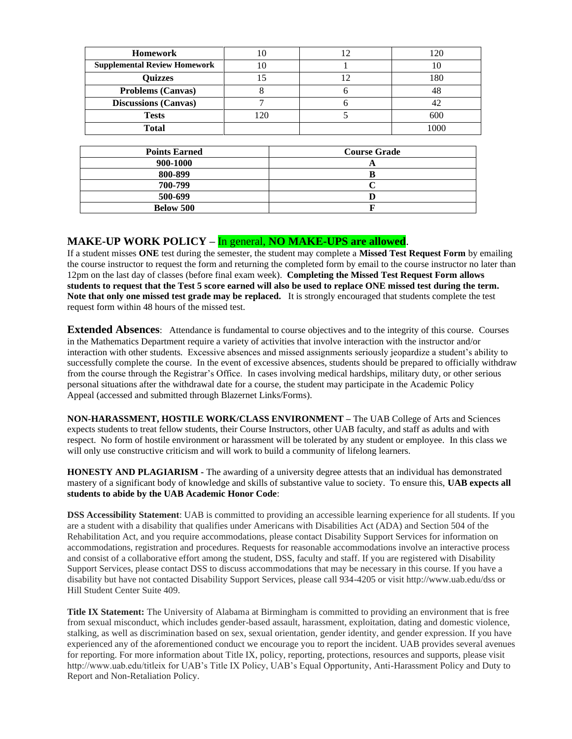| | | | |
|---|---|---|---|
| **Homework** | 10 | 12 | 120 |
| **Supplemental Review Homework** | 10 | 1 | 10 |
| **Quizzes** | 15 | 12 | 180 |
| **Problems (Canvas)** | 8 | 6 | 48 |
| **Discussions (Canvas)** | 7 | 6 | 42 |
| **Tests** | 120 | 5 | 600 |
| **Total** | | | 1000 |

| Points Earned | Course Grade |
|---|---|
| **900-1000** | **A** |
| **800-899** | **B** |
| **700-799** | **C** |
| **500-699** | **D** |
| **Below 500** | **F** |

## MAKE-UP WORK POLICY – In general, **NO MAKE-UPS are allowed**.

If a student misses **ONE** test during the semester, the student may complete a **Missed Test Request Form** by emailing the course instructor to request the form and returning the completed form by email to the course instructor no later than 12pm on the last day of classes (before final exam week). **Completing the Missed Test Request Form allows students to request that the Test 5 score earned will also be used to replace ONE missed test during the term. Note that only one missed test grade may be replaced.** It is strongly encouraged that students complete the test request form within 48 hours of the missed test.

**Extended Absences**: Attendance is fundamental to course objectives and to the integrity of this course. Courses in the Mathematics Department require a variety of activities that involve interaction with the instructor and/or interaction with other students. Excessive absences and missed assignments seriously jeopardize a student's ability to successfully complete the course. In the event of excessive absences, students should be prepared to officially withdraw from the course through the Registrar's Office. In cases involving medical hardships, military duty, or other serious personal situations after the withdrawal date for a course, the student may participate in the Academic Policy Appeal (accessed and submitted through Blazernet Links/Forms).

**NON-HARASSMENT, HOSTILE WORK/CLASS ENVIRONMENT –** The UAB College of Arts and Sciences expects students to treat fellow students, their Course Instructors, other UAB faculty, and staff as adults and with respect. No form of hostile environment or harassment will be tolerated by any student or employee. In this class we will only use constructive criticism and will work to build a community of lifelong learners.

**HONESTY AND PLAGIARISM -** The awarding of a university degree attests that an individual has demonstrated mastery of a significant body of knowledge and skills of substantive value to society. To ensure this, **UAB expects all students to abide by the UAB Academic Honor Code**:

**DSS Accessibility Statement**: UAB is committed to providing an accessible learning experience for all students. If you are a student with a disability that qualifies under Americans with Disabilities Act (ADA) and Section 504 of the Rehabilitation Act, and you require accommodations, please contact Disability Support Services for information on accommodations, registration and procedures. Requests for reasonable accommodations involve an interactive process and consist of a collaborative effort among the student, DSS, faculty and staff. If you are registered with Disability Support Services, please contact DSS to discuss accommodations that may be necessary in this course. If you have a disability but have not contacted Disability Support Services, please call 934-4205 or visit http://www.uab.edu/dss or Hill Student Center Suite 409.

**Title IX Statement:** The University of Alabama at Birmingham is committed to providing an environment that is free from sexual misconduct, which includes gender-based assault, harassment, exploitation, dating and domestic violence, stalking, as well as discrimination based on sex, sexual orientation, gender identity, and gender expression. If you have experienced any of the aforementioned conduct we encourage you to report the incident. UAB provides several avenues for reporting. For more information about Title IX, policy, reporting, protections, resources and supports, please visit http://www.uab.edu/titleix for UAB's Title IX Policy, UAB's Equal Opportunity, Anti-Harassment Policy and Duty to Report and Non-Retaliation Policy.